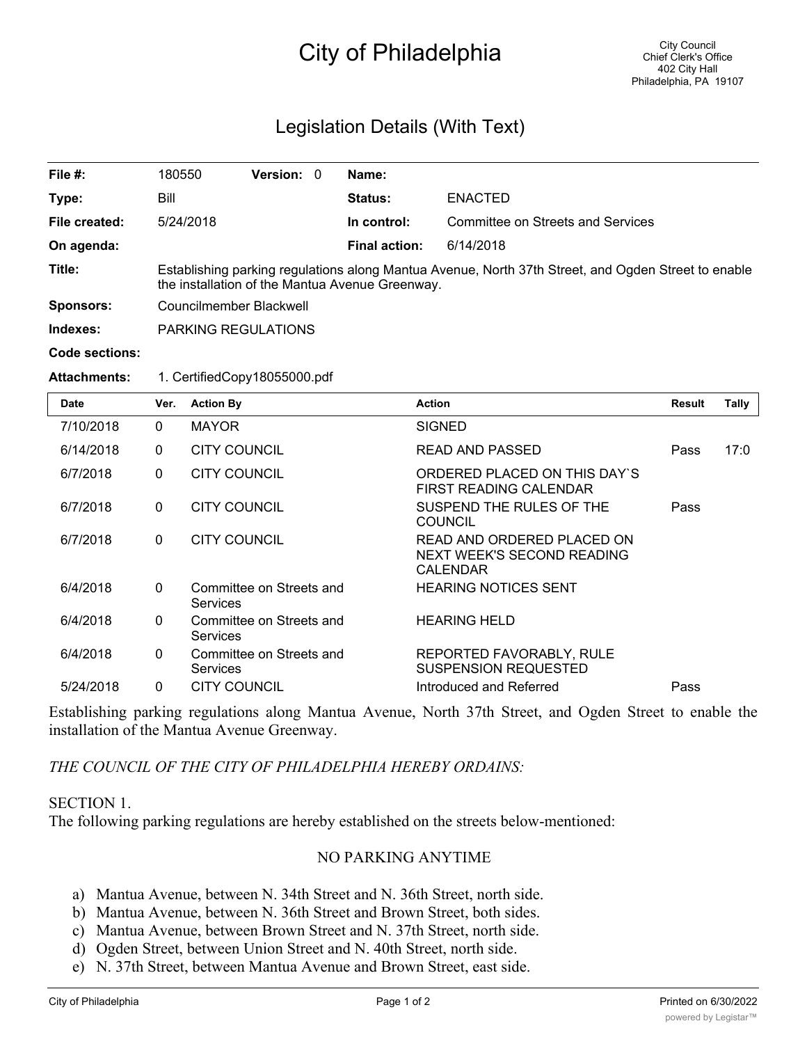# City of Philadelphia

City Council
Chief Clerk's Office
402 City Hall
Philadelphia, PA 19107

## Legislation Details (With Text)

| | | | | | |
|---|---|---|---|---|---|
| **File #:** | 180550 | **Version:** | 0 | **Name:** | |
| **Type:** | Bill | | | **Status:** | ENACTED |
| **File created:** | 5/24/2018 | | | **In control:** | Committee on Streets and Services |
| **On agenda:** | | | | **Final action:** | 6/14/2018 |

**Title:** Establishing parking regulations along Mantua Avenue, North 37th Street, and Ogden Street to enable the installation of the Mantua Avenue Greenway.

**Sponsors:** Councilmember Blackwell

**Indexes:** PARKING REGULATIONS

**Code sections:**

**Attachments:** 1. CertifiedCopy18055000.pdf

| Date | Ver. | Action By | Action | Result | Tally |
|---|---|---|---|---|---|
| 7/10/2018 | 0 | MAYOR | SIGNED | | |
| 6/14/2018 | 0 | CITY COUNCIL | READ AND PASSED | Pass | 17:0 |
| 6/7/2018 | 0 | CITY COUNCIL | ORDERED PLACED ON THIS DAY`S FIRST READING CALENDAR | | |
| 6/7/2018 | 0 | CITY COUNCIL | SUSPEND THE RULES OF THE COUNCIL | Pass | |
| 6/7/2018 | 0 | CITY COUNCIL | READ AND ORDERED PLACED ON NEXT WEEK'S SECOND READING CALENDAR | | |
| 6/4/2018 | 0 | Committee on Streets and Services | HEARING NOTICES SENT | | |
| 6/4/2018 | 0 | Committee on Streets and Services | HEARING HELD | | |
| 6/4/2018 | 0 | Committee on Streets and Services | REPORTED FAVORABLY, RULE SUSPENSION REQUESTED | | |
| 5/24/2018 | 0 | CITY COUNCIL | Introduced and Referred | Pass | |

Establishing parking regulations along Mantua Avenue, North 37th Street, and Ogden Street to enable the installation of the Mantua Avenue Greenway.

*THE COUNCIL OF THE CITY OF PHILADELPHIA HEREBY ORDAINS:*

SECTION 1.
The following parking regulations are hereby established on the streets below-mentioned:

NO PARKING ANYTIME

a) Mantua Avenue, between N. 34th Street and N. 36th Street, north side.
b) Mantua Avenue, between N. 36th Street and Brown Street, both sides.
c) Mantua Avenue, between Brown Street and N. 37th Street, north side.
d) Ogden Street, between Union Street and N. 40th Street, north side.
e) N. 37th Street, between Mantua Avenue and Brown Street, east side.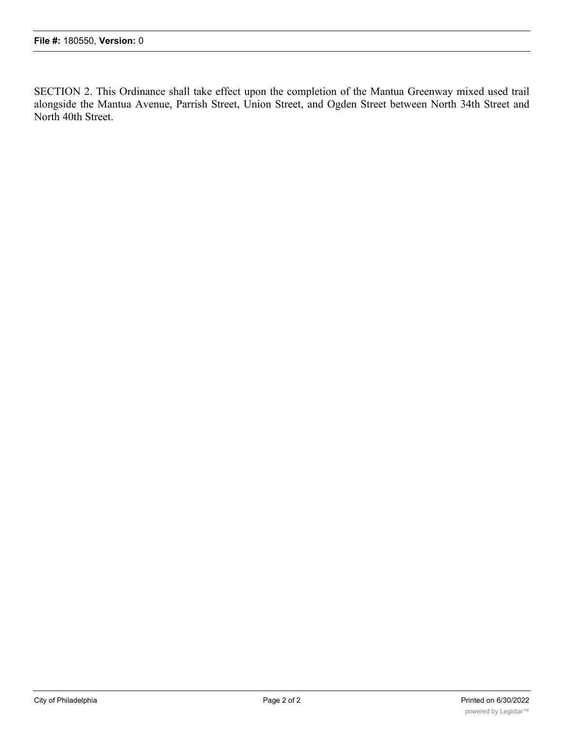SECTION 2. This Ordinance shall take effect upon the completion of the Mantua Greenway mixed used trail alongside the Mantua Avenue, Parrish Street, Union Street, and Ogden Street between North 34th Street and North 40th Street.